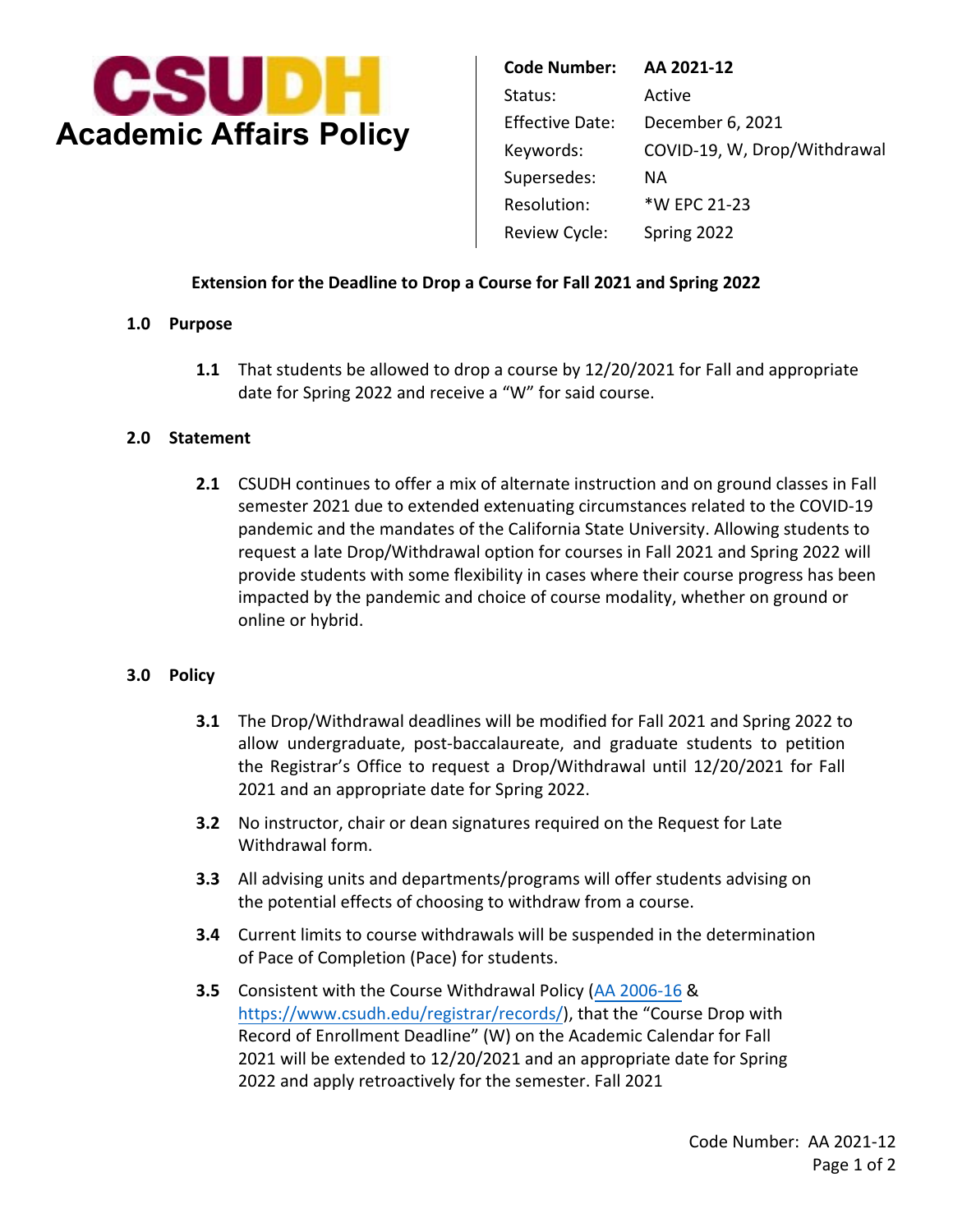**CSUDH**
**Academic Affairs Policy**

| | |
|---|---|
| **Code Number:** | **AA 2021-12** |
| Status: | Active |
| Effective Date: | December 6, 2021 |
| Keywords: | COVID-19, W, Drop/Withdrawal |
| Supersedes: | NA |
| Resolution: | *W EPC 21-23 |
| Review Cycle: | Spring 2022 |

## Extension for the Deadline to Drop a Course for Fall 2021 and Spring 2022

### 1.0 Purpose

**1.1** That students be allowed to drop a course by 12/20/2021 for Fall and appropriate date for Spring 2022 and receive a "W" for said course.

### 2.0 Statement

**2.1** CSUDH continues to offer a mix of alternate instruction and on ground classes in Fall semester 2021 due to extended extenuating circumstances related to the COVID-19 pandemic and the mandates of the California State University. Allowing students to request a late Drop/Withdrawal option for courses in Fall 2021 and Spring 2022 will provide students with some flexibility in cases where their course progress has been impacted by the pandemic and choice of course modality, whether on ground or online or hybrid.

### 3.0 Policy

**3.1** The Drop/Withdrawal deadlines will be modified for Fall 2021 and Spring 2022 to allow undergraduate, post-baccalaureate, and graduate students to petition the Registrar's Office to request a Drop/Withdrawal until 12/20/2021 for Fall 2021 and an appropriate date for Spring 2022.

**3.2** No instructor, chair or dean signatures required on the Request for Late Withdrawal form.

**3.3** All advising units and departments/programs will offer students advising on the potential effects of choosing to withdraw from a course.

**3.4** Current limits to course withdrawals will be suspended in the determination of Pace of Completion (Pace) for students.

**3.5** Consistent with the Course Withdrawal Policy (AA 2006-16 & https://www.csudh.edu/registrar/records/), that the "Course Drop with Record of Enrollment Deadline" (W) on the Academic Calendar for Fall 2021 will be extended to 12/20/2021 and an appropriate date for Spring 2022 and apply retroactively for the semester. Fall 2021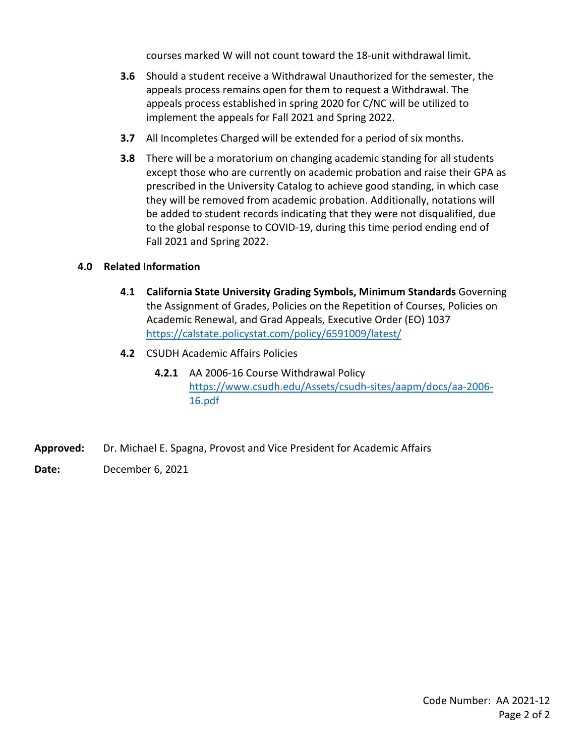courses marked W will not count toward the 18-unit withdrawal limit.

**3.6** Should a student receive a Withdrawal Unauthorized for the semester, the appeals process remains open for them to request a Withdrawal. The appeals process established in spring 2020 for C/NC will be utilized to implement the appeals for Fall 2021 and Spring 2022.

**3.7** All Incompletes Charged will be extended for a period of six months.

**3.8** There will be a moratorium on changing academic standing for all students except those who are currently on academic probation and raise their GPA as prescribed in the University Catalog to achieve good standing, in which case they will be removed from academic probation. Additionally, notations will be added to student records indicating that they were not disqualified, due to the global response to COVID-19, during this time period ending end of Fall 2021 and Spring 2022.

## 4.0 Related Information

**4.1** **California State University Grading Symbols, Minimum Standards** Governing the Assignment of Grades, Policies on the Repetition of Courses, Policies on Academic Renewal, and Grad Appeals, Executive Order (EO) 1037 https://calstate.policystat.com/policy/6591009/latest/

**4.2** CSUDH Academic Affairs Policies

**4.2.1** AA 2006-16 Course Withdrawal Policy https://www.csudh.edu/Assets/csudh-sites/aapm/docs/aa-2006-16.pdf

**Approved:** Dr. Michael E. Spagna, Provost and Vice President for Academic Affairs

**Date:** December 6, 2021

Code Number: AA 2021-12